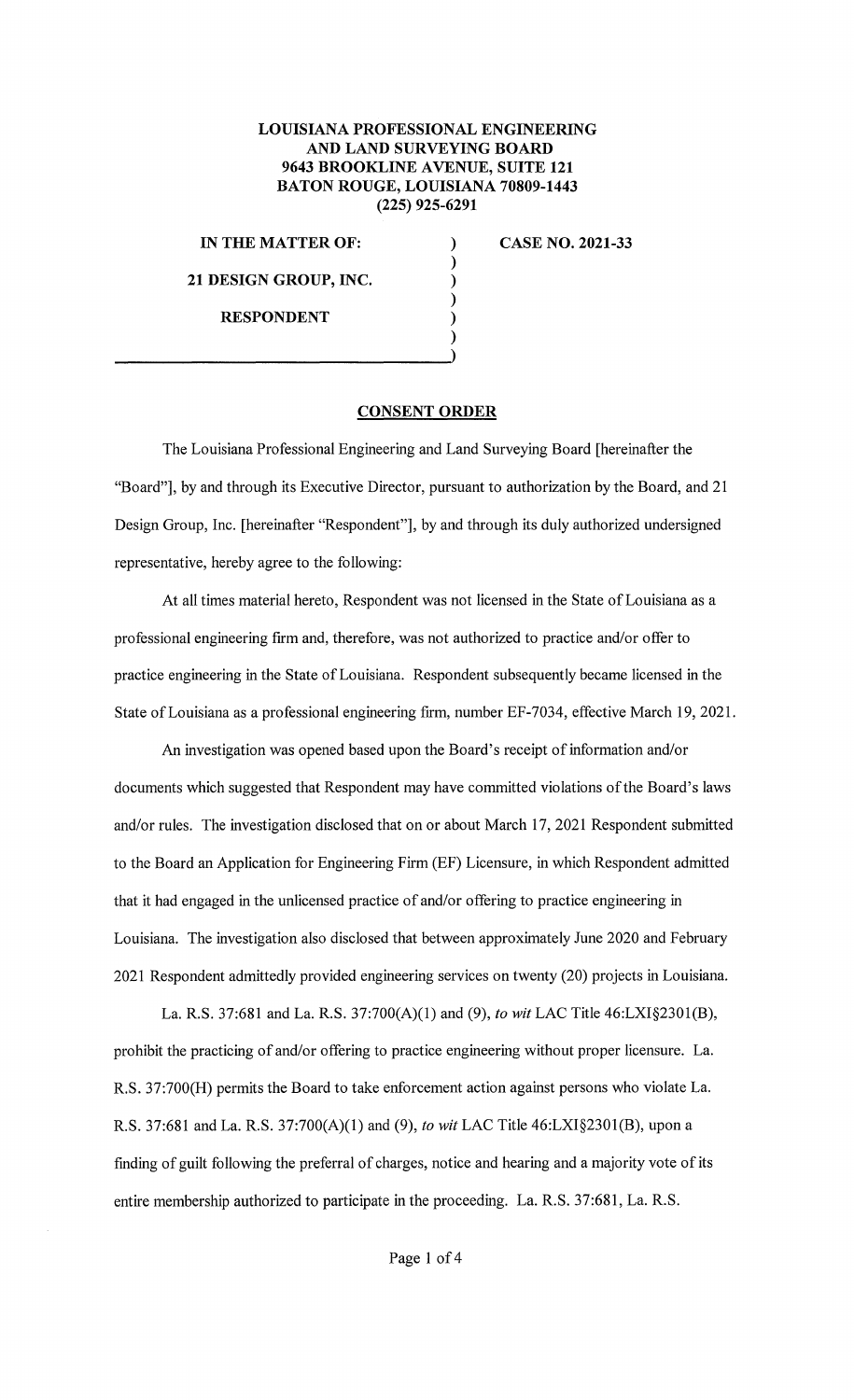**LOUISIANA PROFESSIONAL ENGINEERING AND LAND SURVEYING BOARD**
**9643 BROOKLINE AVENUE, SUITE 121**
**BATON ROUGE, LOUISIANA 70809-1443**
**(225) 925-6291**

**IN THE MATTER OF:**

**21 DESIGN GROUP, INC.**

**RESPONDENT**

**CASE NO. 2021-33**

## CONSENT ORDER

The Louisiana Professional Engineering and Land Surveying Board [hereinafter the "Board"], by and through its Executive Director, pursuant to authorization by the Board, and 21 Design Group, Inc. [hereinafter "Respondent"], by and through its duly authorized undersigned representative, hereby agree to the following:

At all times material hereto, Respondent was not licensed in the State of Louisiana as a professional engineering firm and, therefore, was not authorized to practice and/or offer to practice engineering in the State of Louisiana. Respondent subsequently became licensed in the State of Louisiana as a professional engineering firm, number EF-7034, effective March 19, 2021.

An investigation was opened based upon the Board's receipt of information and/or documents which suggested that Respondent may have committed violations of the Board's laws and/or rules. The investigation disclosed that on or about March 17, 2021 Respondent submitted to the Board an Application for Engineering Firm (EF) Licensure, in which Respondent admitted that it had engaged in the unlicensed practice of and/or offering to practice engineering in Louisiana. The investigation also disclosed that between approximately June 2020 and February 2021 Respondent admittedly provided engineering services on twenty (20) projects in Louisiana.

La. R.S. 37:681 and La. R.S. 37:700(A)(1) and (9), *to wit* LAC Title 46:LXI§2301(B), prohibit the practicing of and/or offering to practice engineering without proper licensure. La. R.S. 37:700(H) permits the Board to take enforcement action against persons who violate La. R.S. 37:681 and La. R.S. 37:700(A)(1) and (9), *to wit* LAC Title 46:LXI§2301(B), upon a finding of guilt following the preferral of charges, notice and hearing and a majority vote of its entire membership authorized to participate in the proceeding. La. R.S. 37:681, La. R.S.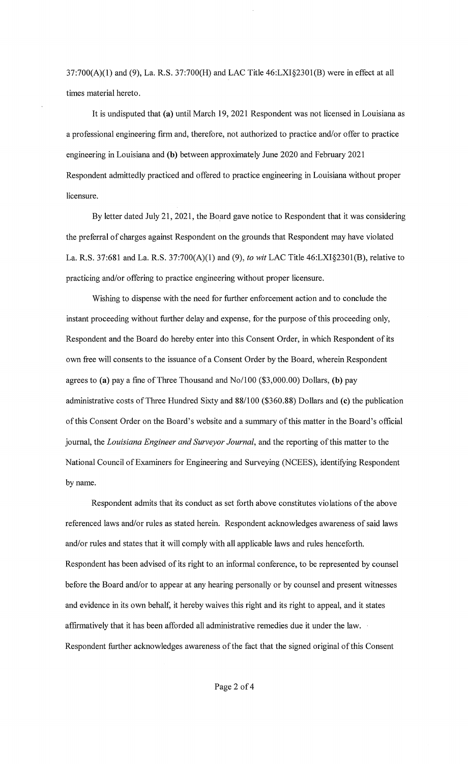37:700(A)(1) and (9), La. R.S. 37:700(H) and LAC Title 46:LXI§2301(B) were in effect at all times material hereto.

It is undisputed that **(a)** until March 19, 2021 Respondent was not licensed in Louisiana as a professional engineering firm and, therefore, not authorized to practice and/or offer to practice engineering in Louisiana and **(b)** between approximately June 2020 and February 2021 Respondent admittedly practiced and offered to practice engineering in Louisiana without proper licensure.

By letter dated July 21, 2021, the Board gave notice to Respondent that it was considering the preferral of charges against Respondent on the grounds that Respondent may have violated La. R.S. 37:681 and La. R.S. 37:700(A)(1) and (9), *to wit* LAC Title 46:LXI§2301(B), relative to practicing and/or offering to practice engineering without proper licensure.

Wishing to dispense with the need for further enforcement action and to conclude the instant proceeding without further delay and expense, for the purpose of this proceeding only, Respondent and the Board do hereby enter into this Consent Order, in which Respondent of its own free will consents to the issuance of a Consent Order by the Board, wherein Respondent agrees to **(a)** pay a fine of Three Thousand and No/100 ($3,000.00) Dollars, **(b)** pay administrative costs of Three Hundred Sixty and 88/100 ($360.88) Dollars and **(c)** the publication of this Consent Order on the Board's website and a summary of this matter in the Board's official journal, the *Louisiana Engineer and Surveyor Journal*, and the reporting of this matter to the National Council of Examiners for Engineering and Surveying (NCEES), identifying Respondent by name.

Respondent admits that its conduct as set forth above constitutes violations of the above referenced laws and/or rules as stated herein. Respondent acknowledges awareness of said laws and/or rules and states that it will comply with all applicable laws and rules henceforth. Respondent has been advised of its right to an informal conference, to be represented by counsel before the Board and/or to appear at any hearing personally or by counsel and present witnesses and evidence in its own behalf, it hereby waives this right and its right to appeal, and it states affirmatively that it has been afforded all administrative remedies due it under the law. Respondent further acknowledges awareness of the fact that the signed original of this Consent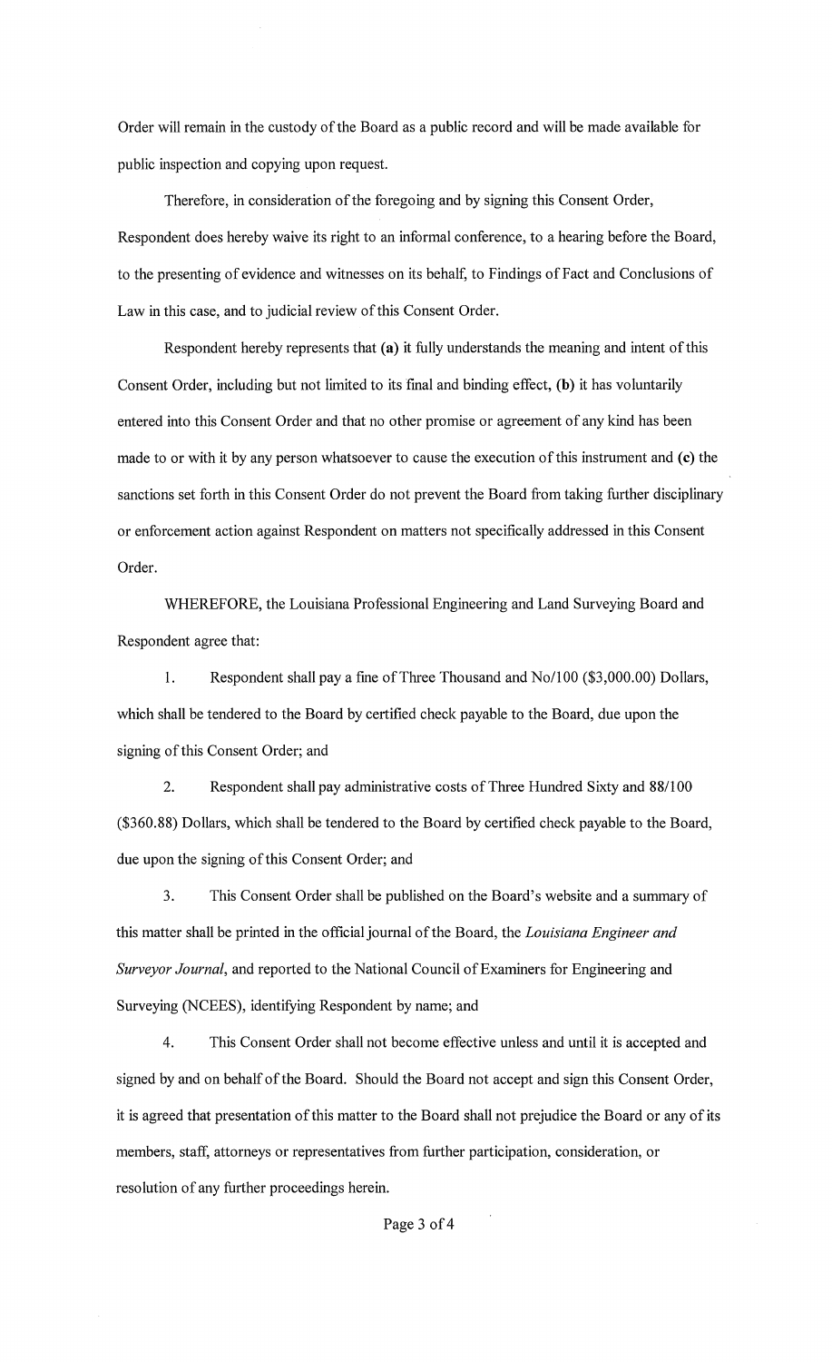Order will remain in the custody of the Board as a public record and will be made available for public inspection and copying upon request.

Therefore, in consideration of the foregoing and by signing this Consent Order, Respondent does hereby waive its right to an informal conference, to a hearing before the Board, to the presenting of evidence and witnesses on its behalf, to Findings of Fact and Conclusions of Law in this case, and to judicial review of this Consent Order.

Respondent hereby represents that **(a)** it fully understands the meaning and intent of this Consent Order, including but not limited to its final and binding effect, **(b)** it has voluntarily entered into this Consent Order and that no other promise or agreement of any kind has been made to or with it by any person whatsoever to cause the execution of this instrument and **(c)** the sanctions set forth in this Consent Order do not prevent the Board from taking further disciplinary or enforcement action against Respondent on matters not specifically addressed in this Consent Order.

WHEREFORE, the Louisiana Professional Engineering and Land Surveying Board and Respondent agree that:

1. Respondent shall pay a fine of Three Thousand and No/100 ($3,000.00) Dollars, which shall be tendered to the Board by certified check payable to the Board, due upon the signing of this Consent Order; and

2. Respondent shall pay administrative costs of Three Hundred Sixty and 88/100 ($360.88) Dollars, which shall be tendered to the Board by certified check payable to the Board, due upon the signing of this Consent Order; and

3. This Consent Order shall be published on the Board's website and a summary of this matter shall be printed in the official journal of the Board, the *Louisiana Engineer and Surveyor Journal*, and reported to the National Council of Examiners for Engineering and Surveying (NCEES), identifying Respondent by name; and

4. This Consent Order shall not become effective unless and until it is accepted and signed by and on behalf of the Board. Should the Board not accept and sign this Consent Order, it is agreed that presentation of this matter to the Board shall not prejudice the Board or any of its members, staff, attorneys or representatives from further participation, consideration, or resolution of any further proceedings herein.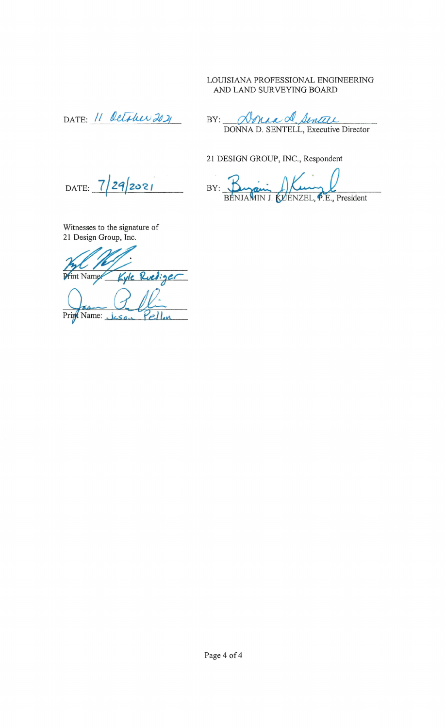LOUISIANA PROFESSIONAL ENGINEERING AND LAND SURVEYING BOARD

DATE: 11 October 2021

BY: Donna D. Sentell
DONNA D. SENTELL, Executive Director

21 DESIGN GROUP, INC., Respondent

DATE: 7/29/2021

BY: Benjamin J. Kuenzel
BENJAMIN J. KUENZEL, P.E., President

Witnesses to the signature of
21 Design Group, Inc.

Print Name: Kyle Ruediger

Print Name: Jason Pellon